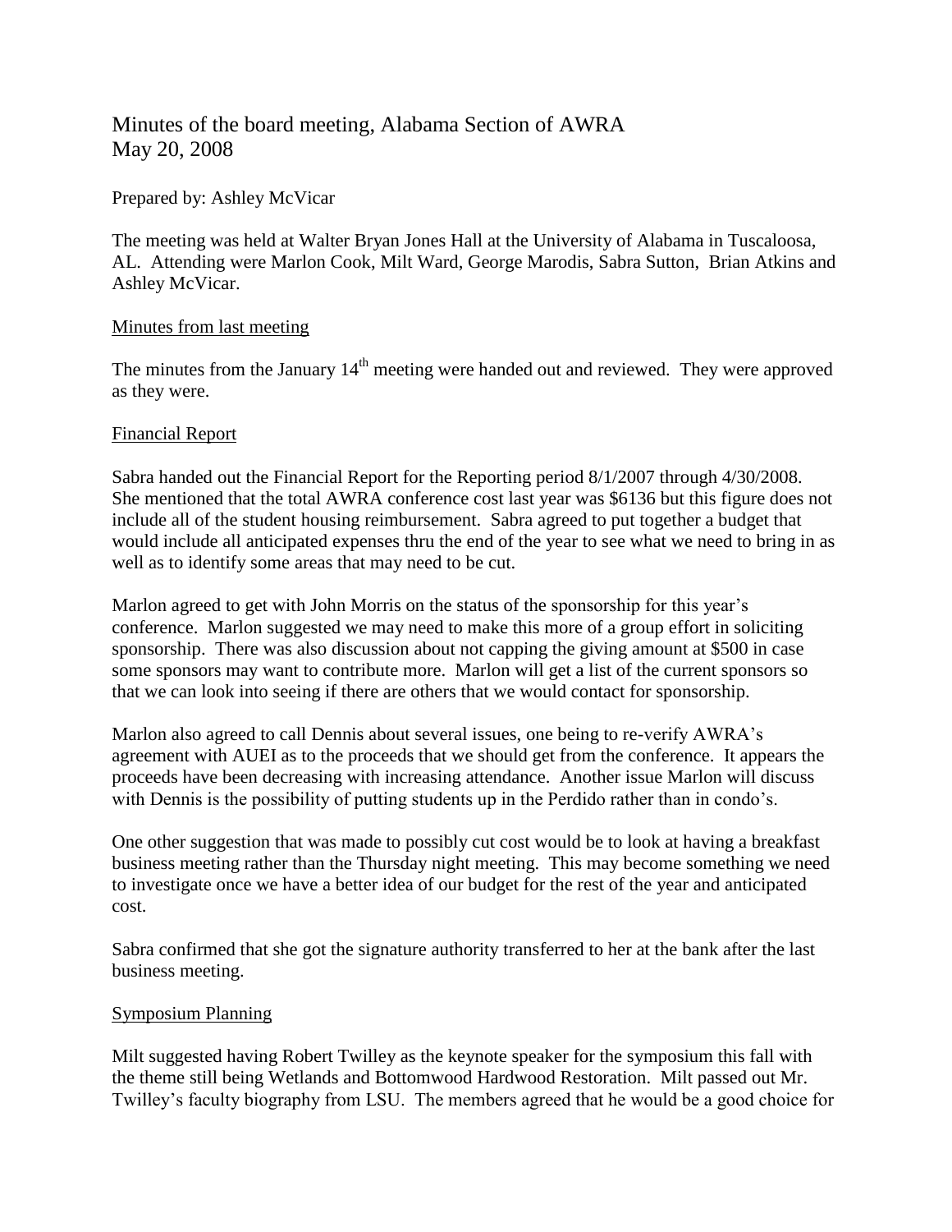# Minutes of the board meeting, Alabama Section of AWRA
May 20, 2008

Prepared by: Ashley McVicar

The meeting was held at Walter Bryan Jones Hall at the University of Alabama in Tuscaloosa, AL. Attending were Marlon Cook, Milt Ward, George Marodis, Sabra Sutton, Brian Atkins and Ashley McVicar.

## Minutes from last meeting

The minutes from the January 14th meeting were handed out and reviewed. They were approved as they were.

## Financial Report

Sabra handed out the Financial Report for the Reporting period 8/1/2007 through 4/30/2008. She mentioned that the total AWRA conference cost last year was $6136 but this figure does not include all of the student housing reimbursement. Sabra agreed to put together a budget that would include all anticipated expenses thru the end of the year to see what we need to bring in as well as to identify some areas that may need to be cut.

Marlon agreed to get with John Morris on the status of the sponsorship for this year's conference. Marlon suggested we may need to make this more of a group effort in soliciting sponsorship. There was also discussion about not capping the giving amount at $500 in case some sponsors may want to contribute more. Marlon will get a list of the current sponsors so that we can look into seeing if there are others that we would contact for sponsorship.

Marlon also agreed to call Dennis about several issues, one being to re-verify AWRA's agreement with AUEI as to the proceeds that we should get from the conference. It appears the proceeds have been decreasing with increasing attendance. Another issue Marlon will discuss with Dennis is the possibility of putting students up in the Perdido rather than in condo's.

One other suggestion that was made to possibly cut cost would be to look at having a breakfast business meeting rather than the Thursday night meeting. This may become something we need to investigate once we have a better idea of our budget for the rest of the year and anticipated cost.

Sabra confirmed that she got the signature authority transferred to her at the bank after the last business meeting.

## Symposium Planning

Milt suggested having Robert Twilley as the keynote speaker for the symposium this fall with the theme still being Wetlands and Bottomwood Hardwood Restoration. Milt passed out Mr. Twilley's faculty biography from LSU. The members agreed that he would be a good choice for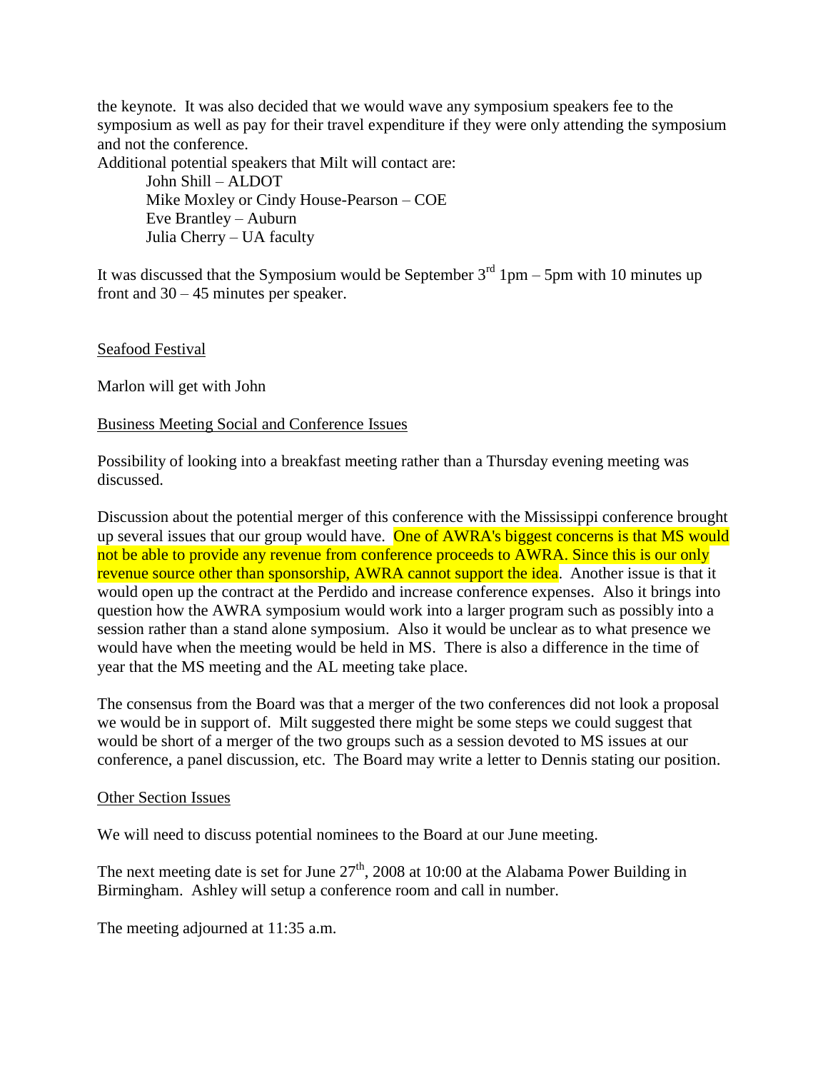the keynote. It was also decided that we would wave any symposium speakers fee to the symposium as well as pay for their travel expenditure if they were only attending the symposium and not the conference.

Additional potential speakers that Milt will contact are:

John Shill – ALDOT
Mike Moxley or Cindy House-Pearson – COE
Eve Brantley – Auburn
Julia Cherry – UA faculty

It was discussed that the Symposium would be September 3rd 1pm – 5pm with 10 minutes up front and 30 – 45 minutes per speaker.

Seafood Festival

Marlon will get with John

Business Meeting Social and Conference Issues

Possibility of looking into a breakfast meeting rather than a Thursday evening meeting was discussed.

Discussion about the potential merger of this conference with the Mississippi conference brought up several issues that our group would have. One of AWRA's biggest concerns is that MS would not be able to provide any revenue from conference proceeds to AWRA. Since this is our only revenue source other than sponsorship, AWRA cannot support the idea. Another issue is that it would open up the contract at the Perdido and increase conference expenses. Also it brings into question how the AWRA symposium would work into a larger program such as possibly into a session rather than a stand alone symposium. Also it would be unclear as to what presence we would have when the meeting would be held in MS. There is also a difference in the time of year that the MS meeting and the AL meeting take place.

The consensus from the Board was that a merger of the two conferences did not look a proposal we would be in support of. Milt suggested there might be some steps we could suggest that would be short of a merger of the two groups such as a session devoted to MS issues at our conference, a panel discussion, etc. The Board may write a letter to Dennis stating our position.

Other Section Issues

We will need to discuss potential nominees to the Board at our June meeting.

The next meeting date is set for June 27th, 2008 at 10:00 at the Alabama Power Building in Birmingham. Ashley will setup a conference room and call in number.

The meeting adjourned at 11:35 a.m.